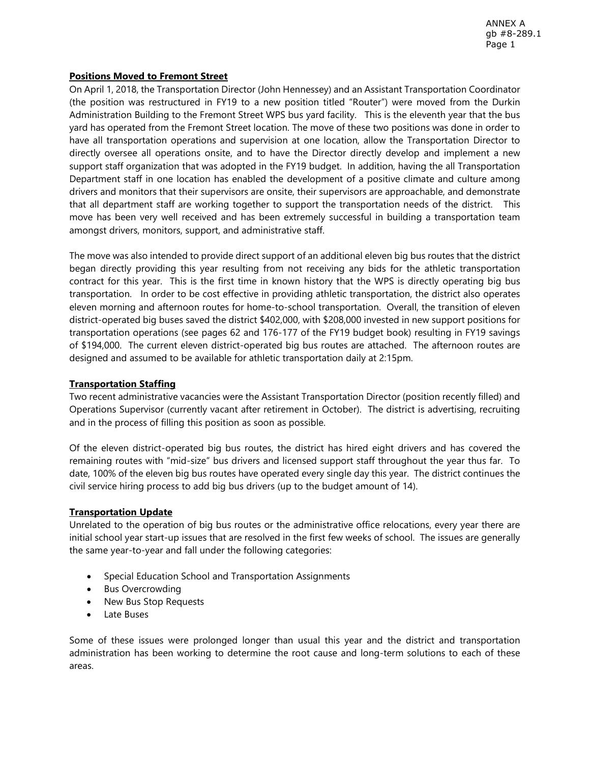ANNEX A
gb #8-289.1

### Positions Moved to Fremont Street

On April 1, 2018, the Transportation Director (John Hennessey) and an Assistant Transportation Coordinator (the position was restructured in FY19 to a new position titled "Router") were moved from the Durkin Administration Building to the Fremont Street WPS bus yard facility. This is the eleventh year that the bus yard has operated from the Fremont Street location. The move of these two positions was done in order to have all transportation operations and supervision at one location, allow the Transportation Director to directly oversee all operations onsite, and to have the Director directly develop and implement a new support staff organization that was adopted in the FY19 budget. In addition, having the all Transportation Department staff in one location has enabled the development of a positive climate and culture among drivers and monitors that their supervisors are onsite, their supervisors are approachable, and demonstrate that all department staff are working together to support the transportation needs of the district. This move has been very well received and has been extremely successful in building a transportation team amongst drivers, monitors, support, and administrative staff.

The move was also intended to provide direct support of an additional eleven big bus routes that the district began directly providing this year resulting from not receiving any bids for the athletic transportation contract for this year. This is the first time in known history that the WPS is directly operating big bus transportation. In order to be cost effective in providing athletic transportation, the district also operates eleven morning and afternoon routes for home-to-school transportation. Overall, the transition of eleven district-operated big buses saved the district $402,000, with $208,000 invested in new support positions for transportation operations (see pages 62 and 176-177 of the FY19 budget book) resulting in FY19 savings of $194,000. The current eleven district-operated big bus routes are attached. The afternoon routes are designed and assumed to be available for athletic transportation daily at 2:15pm.

### Transportation Staffing

Two recent administrative vacancies were the Assistant Transportation Director (position recently filled) and Operations Supervisor (currently vacant after retirement in October). The district is advertising, recruiting and in the process of filling this position as soon as possible.

Of the eleven district-operated big bus routes, the district has hired eight drivers and has covered the remaining routes with "mid-size" bus drivers and licensed support staff throughout the year thus far. To date, 100% of the eleven big bus routes have operated every single day this year. The district continues the civil service hiring process to add big bus drivers (up to the budget amount of 14).

### Transportation Update

Unrelated to the operation of big bus routes or the administrative office relocations, every year there are initial school year start-up issues that are resolved in the first few weeks of school. The issues are generally the same year-to-year and fall under the following categories:

- Special Education School and Transportation Assignments
- Bus Overcrowding
- New Bus Stop Requests
- Late Buses

Some of these issues were prolonged longer than usual this year and the district and transportation administration has been working to determine the root cause and long-term solutions to each of these areas.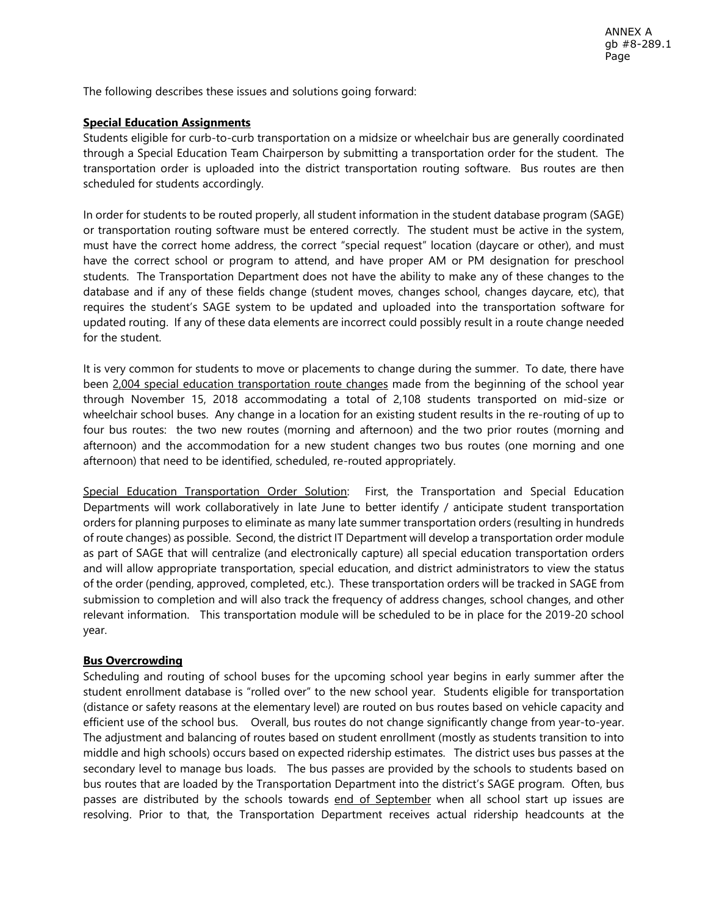The following describes these issues and solutions going forward:

**Special Education Assignments**

Students eligible for curb-to-curb transportation on a midsize or wheelchair bus are generally coordinated through a Special Education Team Chairperson by submitting a transportation order for the student. The transportation order is uploaded into the district transportation routing software. Bus routes are then scheduled for students accordingly.

In order for students to be routed properly, all student information in the student database program (SAGE) or transportation routing software must be entered correctly. The student must be active in the system, must have the correct home address, the correct "special request" location (daycare or other), and must have the correct school or program to attend, and have proper AM or PM designation for preschool students. The Transportation Department does not have the ability to make any of these changes to the database and if any of these fields change (student moves, changes school, changes daycare, etc), that requires the student's SAGE system to be updated and uploaded into the transportation software for updated routing. If any of these data elements are incorrect could possibly result in a route change needed for the student.

It is very common for students to move or placements to change during the summer. To date, there have been 2,004 special education transportation route changes made from the beginning of the school year through November 15, 2018 accommodating a total of 2,108 students transported on mid-size or wheelchair school buses. Any change in a location for an existing student results in the re-routing of up to four bus routes: the two new routes (morning and afternoon) and the two prior routes (morning and afternoon) and the accommodation for a new student changes two bus routes (one morning and one afternoon) that need to be identified, scheduled, re-routed appropriately.

Special Education Transportation Order Solution: First, the Transportation and Special Education Departments will work collaboratively in late June to better identify / anticipate student transportation orders for planning purposes to eliminate as many late summer transportation orders (resulting in hundreds of route changes) as possible. Second, the district IT Department will develop a transportation order module as part of SAGE that will centralize (and electronically capture) all special education transportation orders and will allow appropriate transportation, special education, and district administrators to view the status of the order (pending, approved, completed, etc.). These transportation orders will be tracked in SAGE from submission to completion and will also track the frequency of address changes, school changes, and other relevant information. This transportation module will be scheduled to be in place for the 2019-20 school year.

**Bus Overcrowding**

Scheduling and routing of school buses for the upcoming school year begins in early summer after the student enrollment database is "rolled over" to the new school year. Students eligible for transportation (distance or safety reasons at the elementary level) are routed on bus routes based on vehicle capacity and efficient use of the school bus. Overall, bus routes do not change significantly change from year-to-year. The adjustment and balancing of routes based on student enrollment (mostly as students transition to into middle and high schools) occurs based on expected ridership estimates. The district uses bus passes at the secondary level to manage bus loads. The bus passes are provided by the schools to students based on bus routes that are loaded by the Transportation Department into the district's SAGE program. Often, bus passes are distributed by the schools towards end of September when all school start up issues are resolving. Prior to that, the Transportation Department receives actual ridership headcounts at the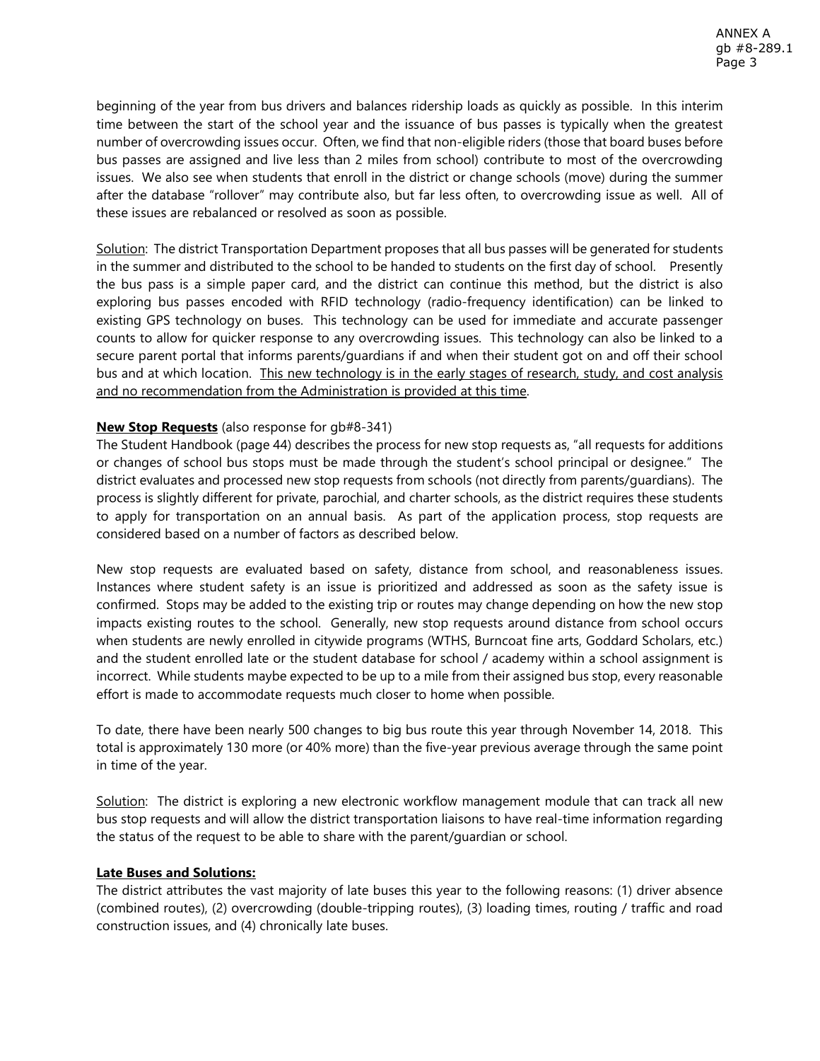beginning of the year from bus drivers and balances ridership loads as quickly as possible. In this interim time between the start of the school year and the issuance of bus passes is typically when the greatest number of overcrowding issues occur. Often, we find that non-eligible riders (those that board buses before bus passes are assigned and live less than 2 miles from school) contribute to most of the overcrowding issues. We also see when students that enroll in the district or change schools (move) during the summer after the database "rollover" may contribute also, but far less often, to overcrowding issue as well. All of these issues are rebalanced or resolved as soon as possible.

<u>Solution</u>: The district Transportation Department proposes that all bus passes will be generated for students in the summer and distributed to the school to be handed to students on the first day of school. Presently the bus pass is a simple paper card, and the district can continue this method, but the district is also exploring bus passes encoded with RFID technology (radio-frequency identification) can be linked to existing GPS technology on buses. This technology can be used for immediate and accurate passenger counts to allow for quicker response to any overcrowding issues. This technology can also be linked to a secure parent portal that informs parents/guardians if and when their student got on and off their school bus and at which location. <u>This new technology is in the early stages of research, study, and cost analysis and no recommendation from the Administration is provided at this time</u>.

**<u>New Stop Requests</u>** (also response for gb#8-341)

The Student Handbook (page 44) describes the process for new stop requests as, "all requests for additions or changes of school bus stops must be made through the student's school principal or designee." The district evaluates and processed new stop requests from schools (not directly from parents/guardians). The process is slightly different for private, parochial, and charter schools, as the district requires these students to apply for transportation on an annual basis. As part of the application process, stop requests are considered based on a number of factors as described below.

New stop requests are evaluated based on safety, distance from school, and reasonableness issues. Instances where student safety is an issue is prioritized and addressed as soon as the safety issue is confirmed. Stops may be added to the existing trip or routes may change depending on how the new stop impacts existing routes to the school. Generally, new stop requests around distance from school occurs when students are newly enrolled in citywide programs (WTHS, Burncoat fine arts, Goddard Scholars, etc.) and the student enrolled late or the student database for school / academy within a school assignment is incorrect. While students maybe expected to be up to a mile from their assigned bus stop, every reasonable effort is made to accommodate requests much closer to home when possible.

To date, there have been nearly 500 changes to big bus route this year through November 14, 2018. This total is approximately 130 more (or 40% more) than the five-year previous average through the same point in time of the year.

<u>Solution</u>: The district is exploring a new electronic workflow management module that can track all new bus stop requests and will allow the district transportation liaisons to have real-time information regarding the status of the request to be able to share with the parent/guardian or school.

**<u>Late Buses and Solutions:</u>**

The district attributes the vast majority of late buses this year to the following reasons: (1) driver absence (combined routes), (2) overcrowding (double-tripping routes), (3) loading times, routing / traffic and road construction issues, and (4) chronically late buses.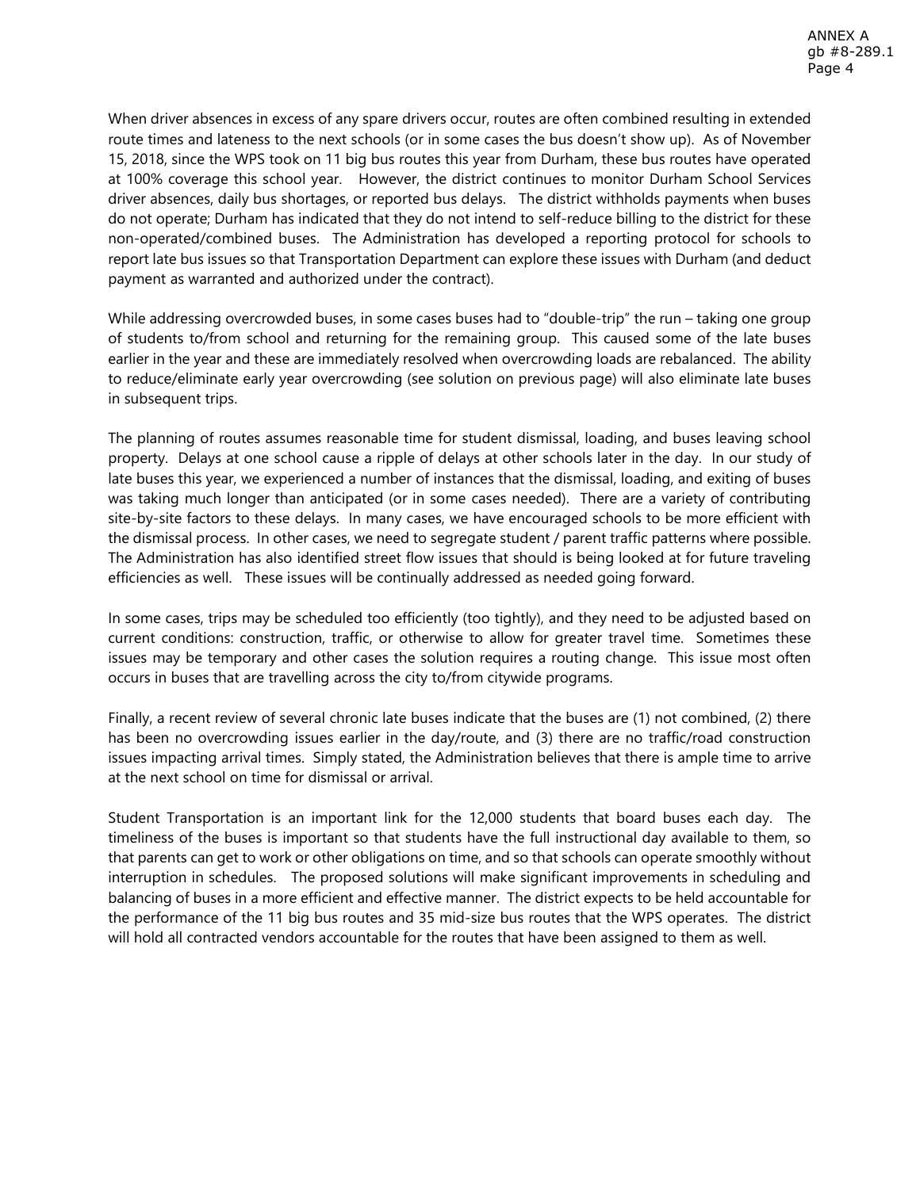When driver absences in excess of any spare drivers occur, routes are often combined resulting in extended route times and lateness to the next schools (or in some cases the bus doesn't show up). As of November 15, 2018, since the WPS took on 11 big bus routes this year from Durham, these bus routes have operated at 100% coverage this school year. However, the district continues to monitor Durham School Services driver absences, daily bus shortages, or reported bus delays. The district withholds payments when buses do not operate; Durham has indicated that they do not intend to self-reduce billing to the district for these non-operated/combined buses. The Administration has developed a reporting protocol for schools to report late bus issues so that Transportation Department can explore these issues with Durham (and deduct payment as warranted and authorized under the contract).

While addressing overcrowded buses, in some cases buses had to "double-trip" the run – taking one group of students to/from school and returning for the remaining group. This caused some of the late buses earlier in the year and these are immediately resolved when overcrowding loads are rebalanced. The ability to reduce/eliminate early year overcrowding (see solution on previous page) will also eliminate late buses in subsequent trips.

The planning of routes assumes reasonable time for student dismissal, loading, and buses leaving school property. Delays at one school cause a ripple of delays at other schools later in the day. In our study of late buses this year, we experienced a number of instances that the dismissal, loading, and exiting of buses was taking much longer than anticipated (or in some cases needed). There are a variety of contributing site-by-site factors to these delays. In many cases, we have encouraged schools to be more efficient with the dismissal process. In other cases, we need to segregate student / parent traffic patterns where possible. The Administration has also identified street flow issues that should is being looked at for future traveling efficiencies as well. These issues will be continually addressed as needed going forward.

In some cases, trips may be scheduled too efficiently (too tightly), and they need to be adjusted based on current conditions: construction, traffic, or otherwise to allow for greater travel time. Sometimes these issues may be temporary and other cases the solution requires a routing change. This issue most often occurs in buses that are travelling across the city to/from citywide programs.

Finally, a recent review of several chronic late buses indicate that the buses are (1) not combined, (2) there has been no overcrowding issues earlier in the day/route, and (3) there are no traffic/road construction issues impacting arrival times. Simply stated, the Administration believes that there is ample time to arrive at the next school on time for dismissal or arrival.

Student Transportation is an important link for the 12,000 students that board buses each day. The timeliness of the buses is important so that students have the full instructional day available to them, so that parents can get to work or other obligations on time, and so that schools can operate smoothly without interruption in schedules. The proposed solutions will make significant improvements in scheduling and balancing of buses in a more efficient and effective manner. The district expects to be held accountable for the performance of the 11 big bus routes and 35 mid-size bus routes that the WPS operates. The district will hold all contracted vendors accountable for the routes that have been assigned to them as well.